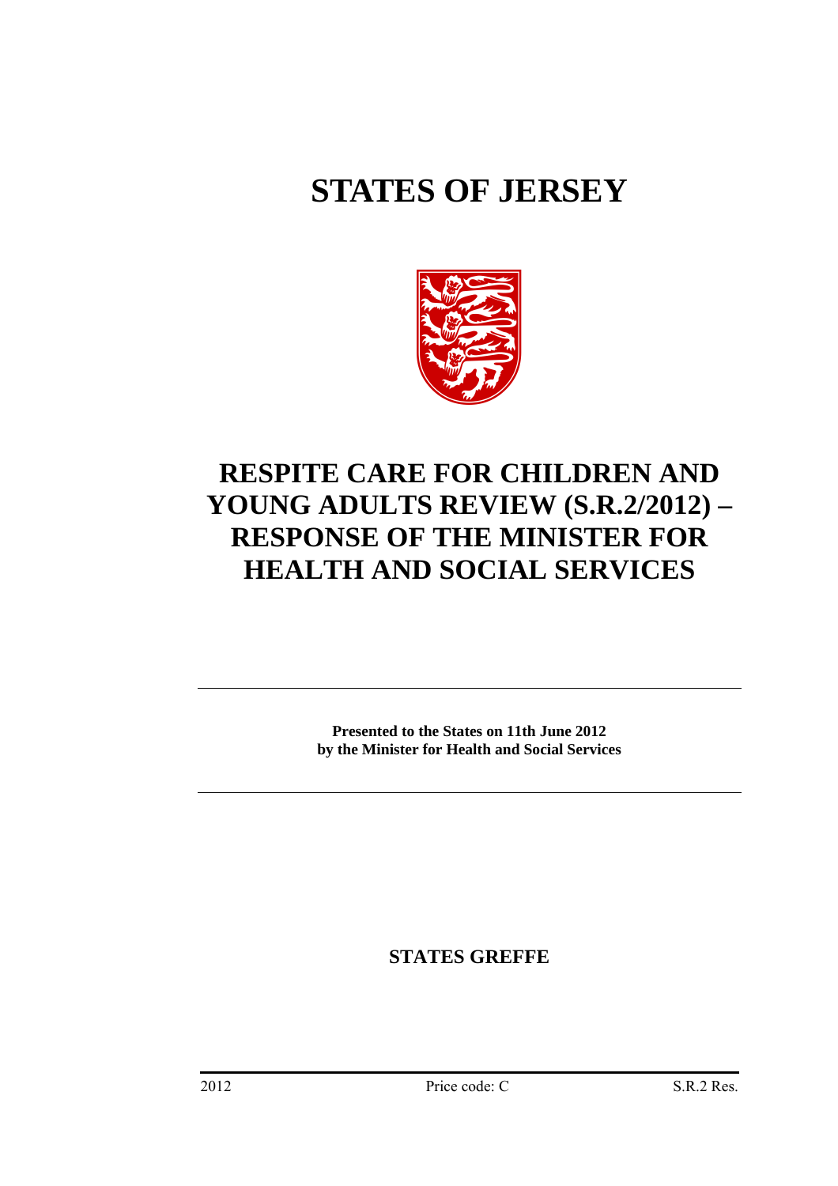# STATES OF JERSEY

# RESPITE CARE FOR CHILDREN AND YOUNG ADULTS REVIEW (S.R.2/2012) – RESPONSE OF THE MINISTER FOR HEALTH AND SOCIAL SERVICES

**Presented to the States on 11th June 2012**
**by the Minister for Health and Social Services**

**STATES GREFFE**

2012 Price code: C S.R.2 Res.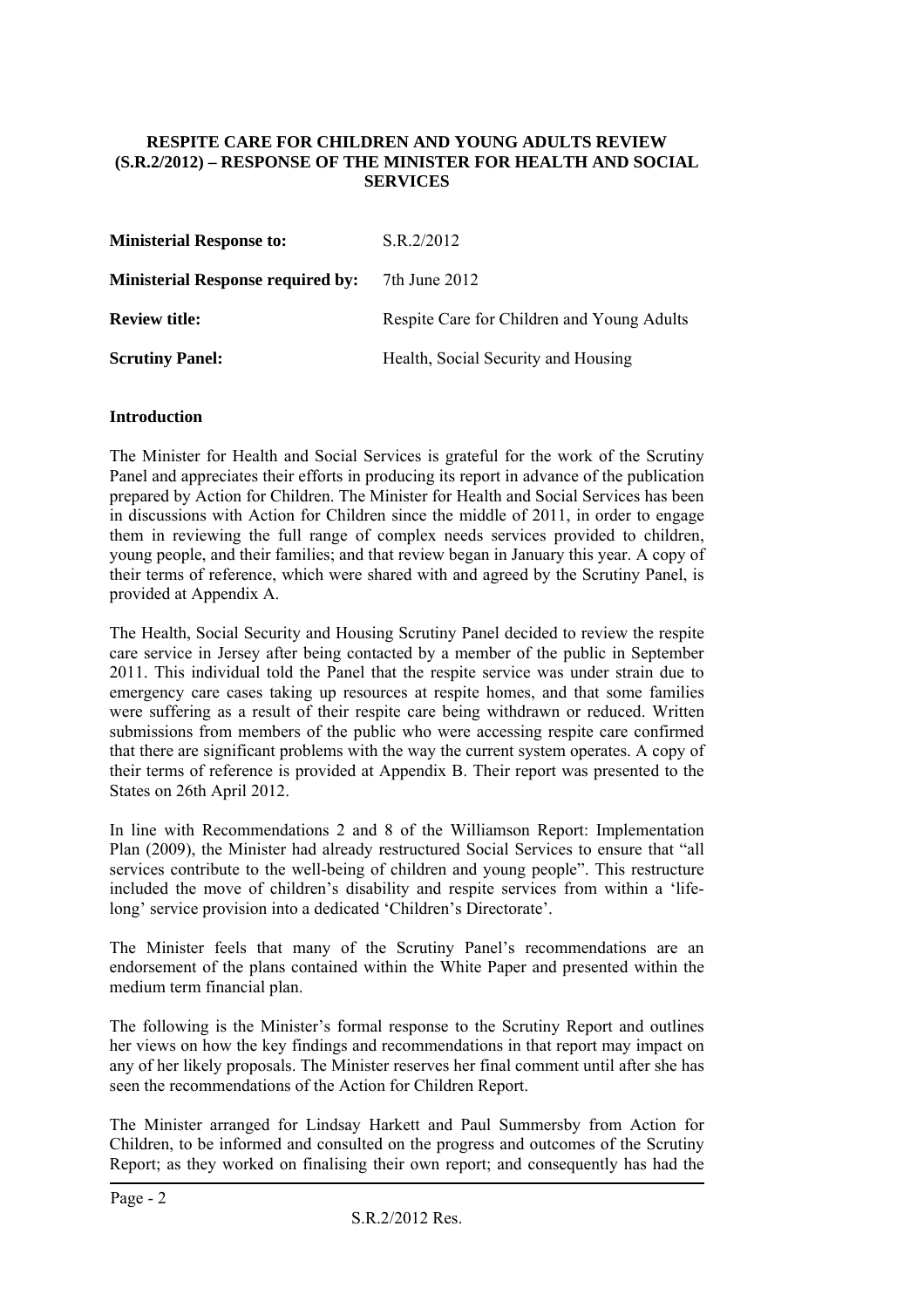**RESPITE CARE FOR CHILDREN AND YOUNG ADULTS REVIEW (S.R.2/2012) – RESPONSE OF THE MINISTER FOR HEALTH AND SOCIAL SERVICES**

| | |
|---|---|
| **Ministerial Response to:** | S.R.2/2012 |
| **Ministerial Response required by:** | 7th June 2012 |
| **Review title:** | Respite Care for Children and Young Adults |
| **Scrutiny Panel:** | Health, Social Security and Housing |

**Introduction**

The Minister for Health and Social Services is grateful for the work of the Scrutiny Panel and appreciates their efforts in producing its report in advance of the publication prepared by Action for Children. The Minister for Health and Social Services has been in discussions with Action for Children since the middle of 2011, in order to engage them in reviewing the full range of complex needs services provided to children, young people, and their families; and that review began in January this year. A copy of their terms of reference, which were shared with and agreed by the Scrutiny Panel, is provided at Appendix A.

The Health, Social Security and Housing Scrutiny Panel decided to review the respite care service in Jersey after being contacted by a member of the public in September 2011. This individual told the Panel that the respite service was under strain due to emergency care cases taking up resources at respite homes, and that some families were suffering as a result of their respite care being withdrawn or reduced. Written submissions from members of the public who were accessing respite care confirmed that there are significant problems with the way the current system operates. A copy of their terms of reference is provided at Appendix B. Their report was presented to the States on 26th April 2012.

In line with Recommendations 2 and 8 of the Williamson Report: Implementation Plan (2009), the Minister had already restructured Social Services to ensure that "all services contribute to the well-being of children and young people". This restructure included the move of children's disability and respite services from within a 'life-long' service provision into a dedicated 'Children's Directorate'.

The Minister feels that many of the Scrutiny Panel's recommendations are an endorsement of the plans contained within the White Paper and presented within the medium term financial plan.

The following is the Minister's formal response to the Scrutiny Report and outlines her views on how the key findings and recommendations in that report may impact on any of her likely proposals. The Minister reserves her final comment until after she has seen the recommendations of the Action for Children Report.

The Minister arranged for Lindsay Harkett and Paul Summersby from Action for Children, to be informed and consulted on the progress and outcomes of the Scrutiny Report; as they worked on finalising their own report; and consequently has had the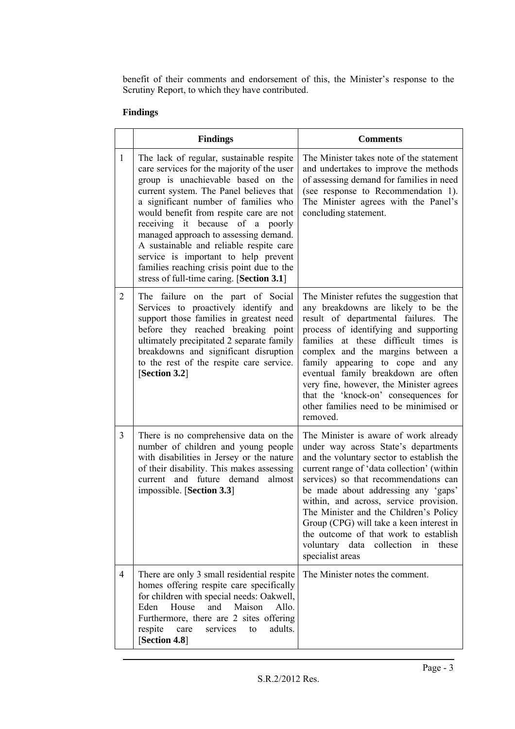benefit of their comments and endorsement of this, the Minister's response to the Scrutiny Report, to which they have contributed.

**Findings**

| | **Findings** | **Comments** |
|---|---|---|
| 1 | The lack of regular, sustainable respite care services for the majority of the user group is unachievable based on the current system. The Panel believes that a significant number of families who would benefit from respite care are not receiving it because of a poorly managed approach to assessing demand. A sustainable and reliable respite care service is important to help prevent families reaching crisis point due to the stress of full-time caring. [**Section 3.1**] | The Minister takes note of the statement and undertakes to improve the methods of assessing demand for families in need (see response to Recommendation 1). The Minister agrees with the Panel's concluding statement. |
| 2 | The failure on the part of Social Services to proactively identify and support those families in greatest need before they reached breaking point ultimately precipitated 2 separate family breakdowns and significant disruption to the rest of the respite care service. [**Section 3.2**] | The Minister refutes the suggestion that any breakdowns are likely to be the result of departmental failures. The process of identifying and supporting families at these difficult times is complex and the margins between a family appearing to cope and any eventual family breakdown are often very fine, however, the Minister agrees that the 'knock-on' consequences for other families need to be minimised or removed. |
| 3 | There is no comprehensive data on the number of children and young people with disabilities in Jersey or the nature of their disability. This makes assessing current and future demand almost impossible. [**Section 3.3**] | The Minister is aware of work already under way across State's departments and the voluntary sector to establish the current range of 'data collection' (within services) so that recommendations can be made about addressing any 'gaps' within, and across, service provision. The Minister and the Children's Policy Group (CPG) will take a keen interest in the outcome of that work to establish voluntary data collection in these specialist areas |
| 4 | There are only 3 small residential respite homes offering respite care specifically for children with special needs: Oakwell, Eden House and Maison Allo. Furthermore, there are 2 sites offering respite care services to adults. [**Section 4.8**] | The Minister notes the comment. |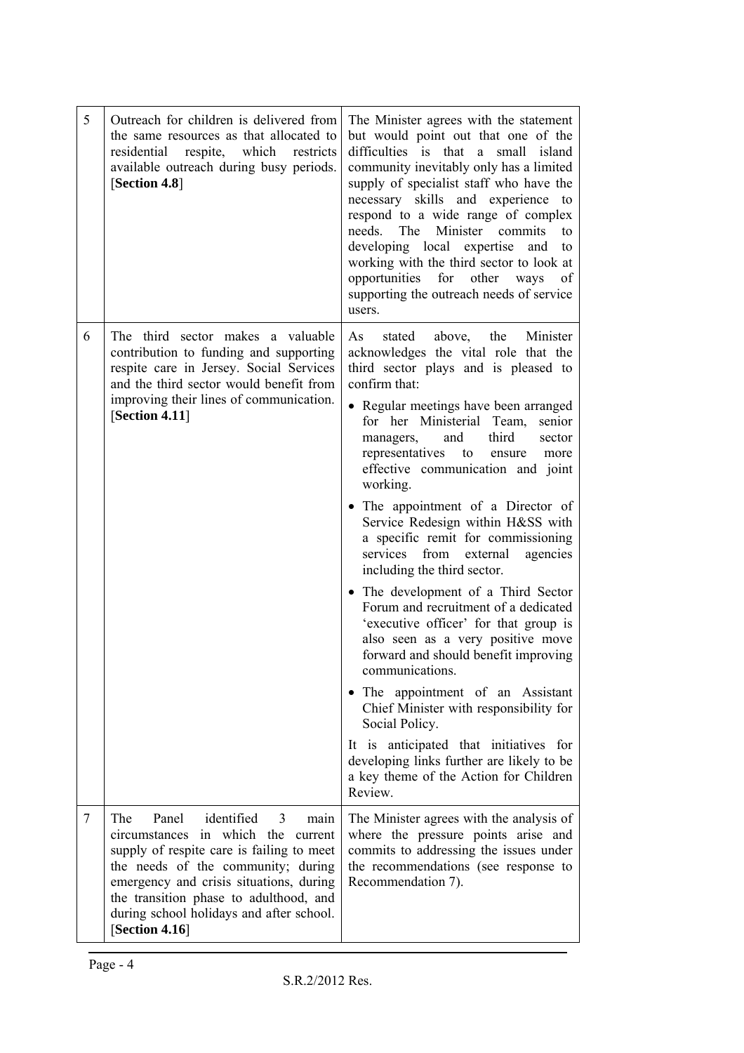| | | |
|---|---|---|
| 5 | Outreach for children is delivered from the same resources as that allocated to residential respite, which restricts available outreach during busy periods. [**Section 4.8**] | The Minister agrees with the statement but would point out that one of the difficulties is that a small island community inevitably only has a limited supply of specialist staff who have the necessary skills and experience to respond to a wide range of complex needs. The Minister commits to developing local expertise and to working with the third sector to look at opportunities for other ways of supporting the outreach needs of service users. |
| 6 | The third sector makes a valuable contribution to funding and supporting respite care in Jersey. Social Services and the third sector would benefit from improving their lines of communication. [**Section 4.11**] | As stated above, the Minister acknowledges the vital role that the third sector plays and is pleased to confirm that:<br><br>• Regular meetings have been arranged for her Ministerial Team, senior managers, and third sector representatives to ensure more effective communication and joint working.<br><br>• The appointment of a Director of Service Redesign within H&SS with a specific remit for commissioning services from external agencies including the third sector.<br><br>• The development of a Third Sector Forum and recruitment of a dedicated 'executive officer' for that group is also seen as a very positive move forward and should benefit improving communications.<br><br>• The appointment of an Assistant Chief Minister with responsibility for Social Policy.<br><br>It is anticipated that initiatives for developing links further are likely to be a key theme of the Action for Children Review. |
| 7 | The Panel identified 3 main circumstances in which the current supply of respite care is failing to meet the needs of the community; during emergency and crisis situations, during the transition phase to adulthood, and during school holidays and after school. [**Section 4.16**] | The Minister agrees with the analysis of where the pressure points arise and commits to addressing the issues under the recommendations (see response to Recommendation 7). |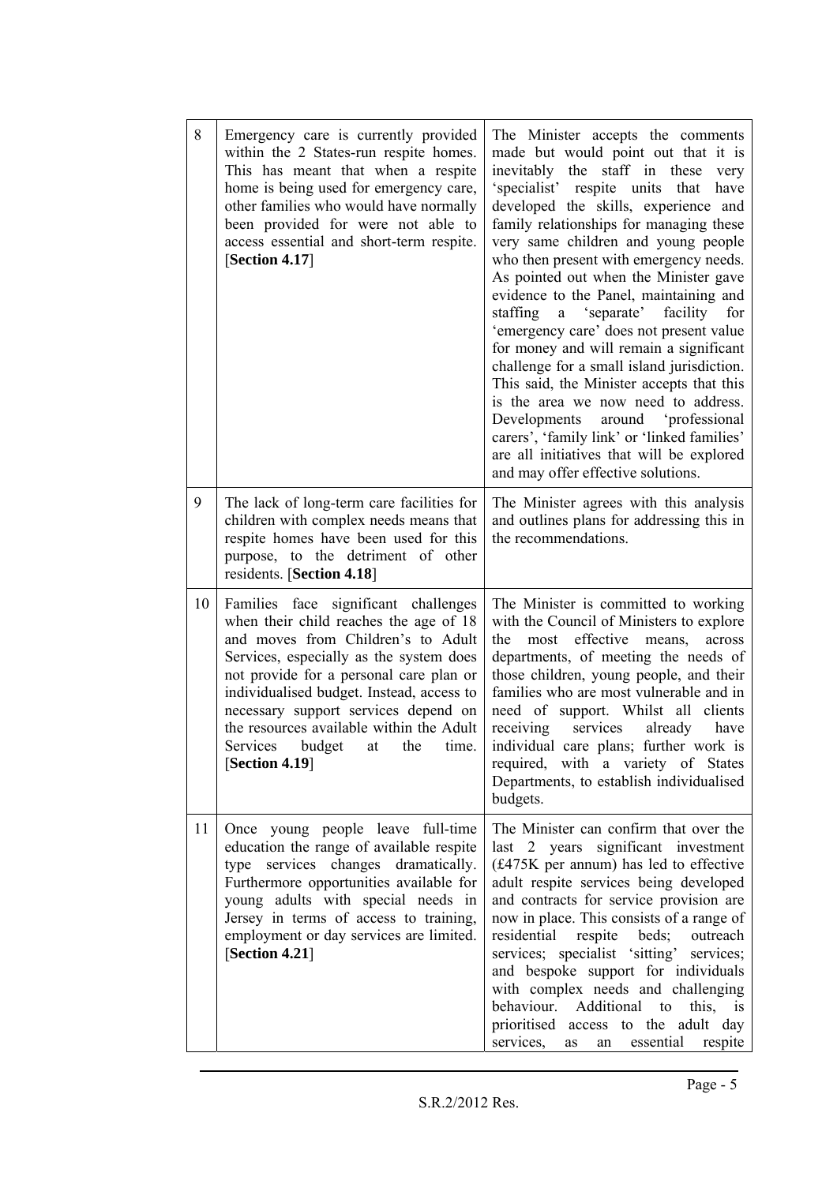| | | |
|---|---|---|
| 8 | Emergency care is currently provided within the 2 States-run respite homes. This has meant that when a respite home is being used for emergency care, other families who would have normally been provided for were not able to access essential and short-term respite. [**Section 4.17**] | The Minister accepts the comments made but would point out that it is inevitably the staff in these very 'specialist' respite units that have developed the skills, experience and family relationships for managing these very same children and young people who then present with emergency needs. As pointed out when the Minister gave evidence to the Panel, maintaining and staffing a 'separate' facility for 'emergency care' does not present value for money and will remain a significant challenge for a small island jurisdiction. This said, the Minister accepts that this is the area we now need to address. Developments around 'professional carers', 'family link' or 'linked families' are all initiatives that will be explored and may offer effective solutions. |
| 9 | The lack of long-term care facilities for children with complex needs means that respite homes have been used for this purpose, to the detriment of other residents. [**Section 4.18**] | The Minister agrees with this analysis and outlines plans for addressing this in the recommendations. |
| 10 | Families face significant challenges when their child reaches the age of 18 and moves from Children's to Adult Services, especially as the system does not provide for a personal care plan or individualised budget. Instead, access to necessary support services depend on the resources available within the Adult Services budget at the time. [**Section 4.19**] | The Minister is committed to working with the Council of Ministers to explore the most effective means, across departments, of meeting the needs of those children, young people, and their families who are most vulnerable and in need of support. Whilst all clients receiving services already have individual care plans; further work is required, with a variety of States Departments, to establish individualised budgets. |
| 11 | Once young people leave full-time education the range of available respite type services changes dramatically. Furthermore opportunities available for young adults with special needs in Jersey in terms of access to training, employment or day services are limited. [**Section 4.21**] | The Minister can confirm that over the last 2 years significant investment (£475K per annum) has led to effective adult respite services being developed and contracts for service provision are now in place. This consists of a range of residential respite beds; outreach services; specialist 'sitting' services; and bespoke support for individuals with complex needs and challenging behaviour. Additional to this, is prioritised access to the adult day services, as an essential respite |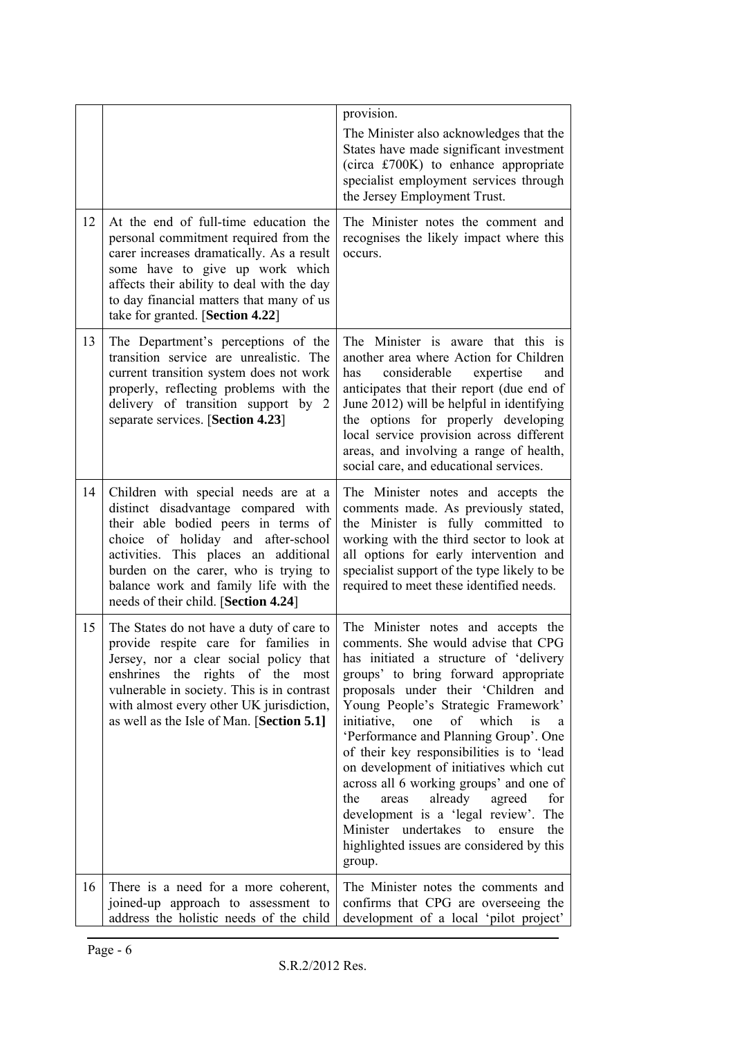| | | |
|---|---|---|
| | | provision.<br>The Minister also acknowledges that the States have made significant investment (circa £700K) to enhance appropriate specialist employment services through the Jersey Employment Trust. |
| 12 | At the end of full-time education the personal commitment required from the carer increases dramatically. As a result some have to give up work which affects their ability to deal with the day to day financial matters that many of us take for granted. [**Section 4.22**] | The Minister notes the comment and recognises the likely impact where this occurs. |
| 13 | The Department's perceptions of the transition service are unrealistic. The current transition system does not work properly, reflecting problems with the delivery of transition support by 2 separate services. [**Section 4.23**] | The Minister is aware that this is another area where Action for Children has considerable expertise and anticipates that their report (due end of June 2012) will be helpful in identifying the options for properly developing local service provision across different areas, and involving a range of health, social care, and educational services. |
| 14 | Children with special needs are at a distinct disadvantage compared with their able bodied peers in terms of choice of holiday and after-school activities. This places an additional burden on the carer, who is trying to balance work and family life with the needs of their child. [**Section 4.24**] | The Minister notes and accepts the comments made. As previously stated, the Minister is fully committed to working with the third sector to look at all options for early intervention and specialist support of the type likely to be required to meet these identified needs. |
| 15 | The States do not have a duty of care to provide respite care for families in Jersey, nor a clear social policy that enshrines the rights of the most vulnerable in society. This is in contrast with almost every other UK jurisdiction, as well as the Isle of Man. [**Section 5.1]** | The Minister notes and accepts the comments. She would advise that CPG has initiated a structure of 'delivery groups' to bring forward appropriate proposals under their 'Children and Young People's Strategic Framework' initiative, one of which is a 'Performance and Planning Group'. One of their key responsibilities is to 'lead on development of initiatives which cut across all 6 working groups' and one of the areas already agreed for development is a 'legal review'. The Minister undertakes to ensure the highlighted issues are considered by this group. |
| 16 | There is a need for a more coherent, joined-up approach to assessment to address the holistic needs of the child | The Minister notes the comments and confirms that CPG are overseeing the development of a local 'pilot project' |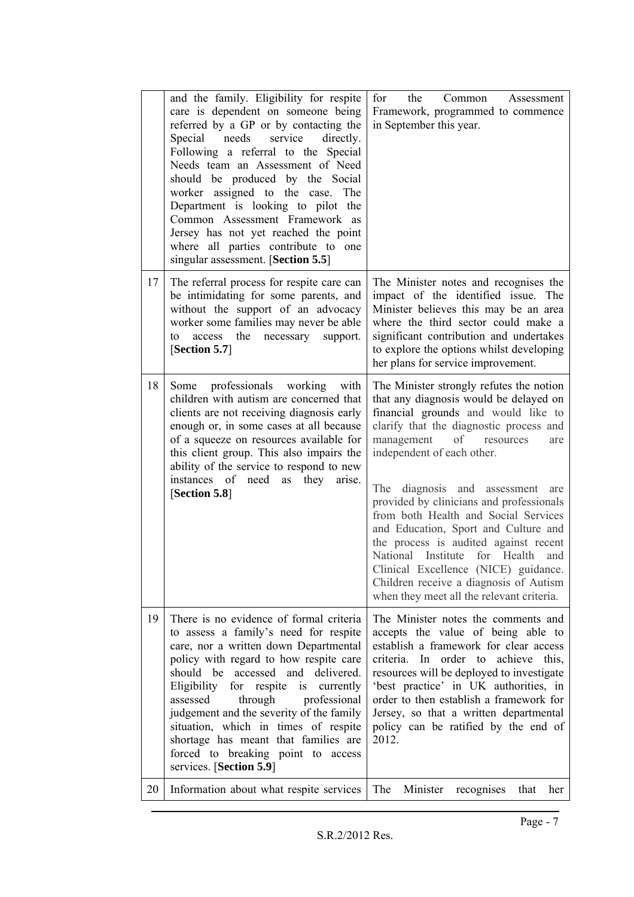| | | |
|---|---|---|
| | and the family. Eligibility for respite care is dependent on someone being referred by a GP or by contacting the Special needs service directly. Following a referral to the Special Needs team an Assessment of Need should be produced by the Social worker assigned to the case. The Department is looking to pilot the Common Assessment Framework as Jersey has not yet reached the point where all parties contribute to one singular assessment. [**Section 5.5**] | for the Common Assessment Framework, programmed to commence in September this year. |
| 17 | The referral process for respite care can be intimidating for some parents, and without the support of an advocacy worker some families may never be able to access the necessary support. [**Section 5.7**] | The Minister notes and recognises the impact of the identified issue. The Minister believes this may be an area where the third sector could make a significant contribution and undertakes to explore the options whilst developing her plans for service improvement. |
| 18 | Some professionals working with children with autism are concerned that clients are not receiving diagnosis early enough or, in some cases at all because of a squeeze on resources available for this client group. This also impairs the ability of the service to respond to new instances of need as they arise. [**Section 5.8**] | The Minister strongly refutes the notion that any diagnosis would be delayed on financial grounds and would like to clarify that the diagnostic process and management of resources are independent of each other.<br><br>The diagnosis and assessment are provided by clinicians and professionals from both Health and Social Services and Education, Sport and Culture and the process is audited against recent National Institute for Health and Clinical Excellence (NICE) guidance. Children receive a diagnosis of Autism when they meet all the relevant criteria. |
| 19 | There is no evidence of formal criteria to assess a family's need for respite care, nor a written down Departmental policy with regard to how respite care should be accessed and delivered. Eligibility for respite is currently assessed through professional judgement and the severity of the family situation, which in times of respite shortage has meant that families are forced to breaking point to access services. [**Section 5.9**] | The Minister notes the comments and accepts the value of being able to establish a framework for clear access criteria. In order to achieve this, resources will be deployed to investigate 'best practice' in UK authorities, in order to then establish a framework for Jersey, so that a written departmental policy can be ratified by the end of 2012. |
| 20 | Information about what respite services | The Minister recognises that her |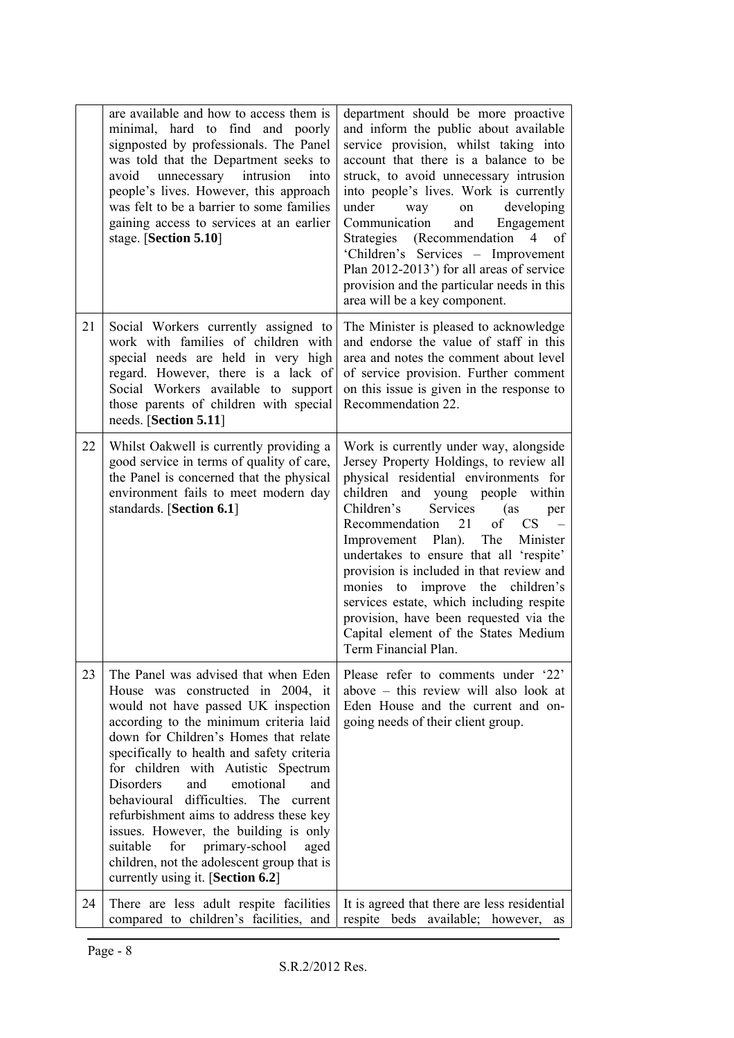| | | |
|---|---|---|
| | are available and how to access them is minimal, hard to find and poorly signposted by professionals. The Panel was told that the Department seeks to avoid unnecessary intrusion into people's lives. However, this approach was felt to be a barrier to some families gaining access to services at an earlier stage. [**Section 5.10**] | department should be more proactive and inform the public about available service provision, whilst taking into account that there is a balance to be struck, to avoid unnecessary intrusion into people's lives. Work is currently under way on developing Communication and Engagement Strategies (Recommendation 4 of 'Children's Services – Improvement Plan 2012-2013') for all areas of service provision and the particular needs in this area will be a key component. |
| 21 | Social Workers currently assigned to work with families of children with special needs are held in very high regard. However, there is a lack of Social Workers available to support those parents of children with special needs. [**Section 5.11**] | The Minister is pleased to acknowledge and endorse the value of staff in this area and notes the comment about level of service provision. Further comment on this issue is given in the response to Recommendation 22. |
| 22 | Whilst Oakwell is currently providing a good service in terms of quality of care, the Panel is concerned that the physical environment fails to meet modern day standards. [**Section 6.1**] | Work is currently under way, alongside Jersey Property Holdings, to review all physical residential environments for children and young people within Children's Services (as per Recommendation 21 of CS – Improvement Plan). The Minister undertakes to ensure that all 'respite' provision is included in that review and monies to improve the children's services estate, which including respite provision, have been requested via the Capital element of the States Medium Term Financial Plan. |
| 23 | The Panel was advised that when Eden House was constructed in 2004, it would not have passed UK inspection according to the minimum criteria laid down for Children's Homes that relate specifically to health and safety criteria for children with Autistic Spectrum Disorders and emotional and behavioural difficulties. The current refurbishment aims to address these key issues. However, the building is only suitable for primary-school aged children, not the adolescent group that is currently using it. [**Section 6.2**] | Please refer to comments under '22' above – this review will also look at Eden House and the current and on-going needs of their client group. |
| 24 | There are less adult respite facilities compared to children's facilities, and | It is agreed that there are less residential respite beds available; however, as |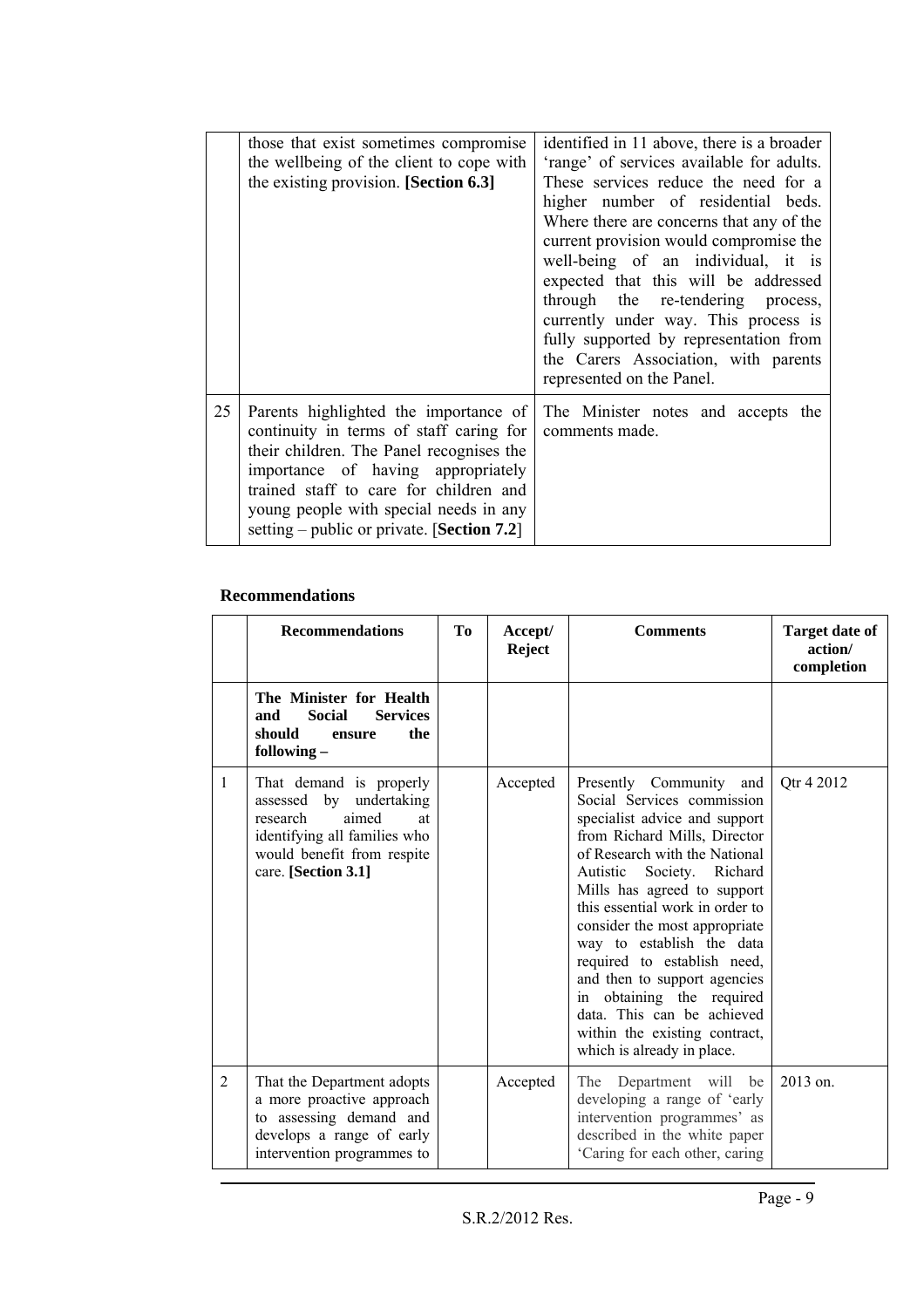|  |  |  |
|---|---|---|
|  | those that exist sometimes compromise the wellbeing of the client to cope with the existing provision. **[Section 6.3]** | identified in 11 above, there is a broader 'range' of services available for adults. These services reduce the need for a higher number of residential beds. Where there are concerns that any of the current provision would compromise the well-being of an individual, it is expected that this will be addressed through the re-tendering process, currently under way. This process is fully supported by representation from the Carers Association, with parents represented on the Panel. |
| 25 | Parents highlighted the importance of continuity in terms of staff caring for their children. The Panel recognises the importance of having appropriately trained staff to care for children and young people with special needs in any setting – public or private. [**Section 7.2**] | The Minister notes and accepts the comments made. |

**Recommendations**

|  | Recommendations | To | Accept/ Reject | Comments | Target date of action/ completion |
|---|---|---|---|---|---|
|  | **The Minister for Health and Social Services should ensure the following –** |  |  |  |  |
| 1 | That demand is properly assessed by undertaking research aimed at identifying all families who would benefit from respite care. **[Section 3.1]** |  | Accepted | Presently Community and Social Services commission specialist advice and support from Richard Mills, Director of Research with the National Autistic Society. Richard Mills has agreed to support this essential work in order to consider the most appropriate way to establish the data required to establish need, and then to support agencies in obtaining the required data. This can be achieved within the existing contract, which is already in place. | Qtr 4 2012 |
| 2 | That the Department adopts a more proactive approach to assessing demand and develops a range of early intervention programmes to |  | Accepted | The Department will be developing a range of 'early intervention programmes' as described in the white paper 'Caring for each other, caring | 2013 on. |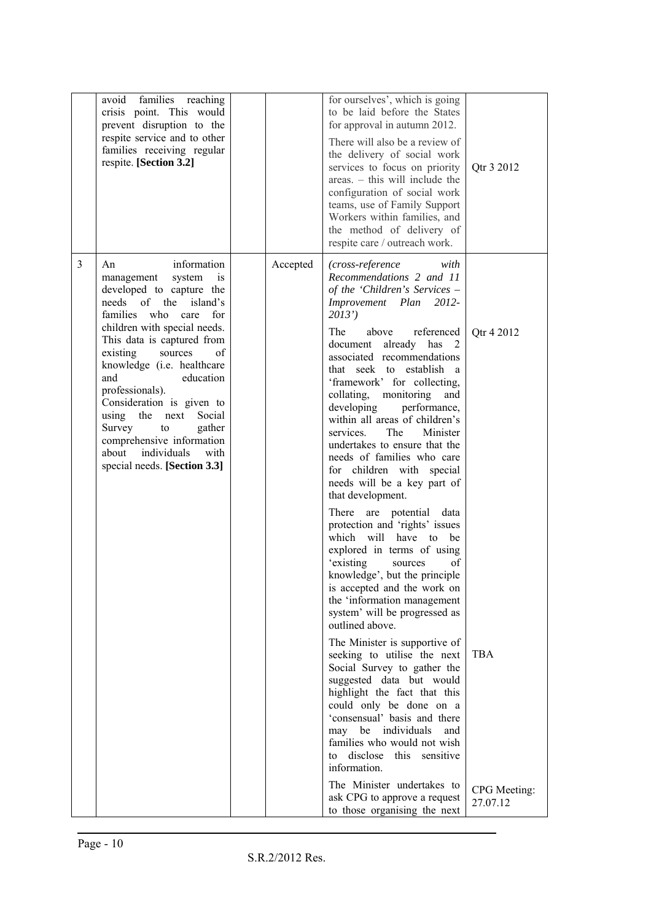| | | | | | |
|---|---|---|---|---|---|
| | avoid families reaching crisis point. This would prevent disruption to the respite service and to other families receiving regular respite. **[Section 3.2]** | | | for ourselves', which is going to be laid before the States for approval in autumn 2012.<br><br>There will also be a review of the delivery of social work services to focus on priority areas. – this will include the configuration of social work teams, use of Family Support Workers within families, and the method of delivery of respite care / outreach work. | Qtr 3 2012 |
| 3 | An information management system is developed to capture the needs of the island's families who care for children with special needs. This data is captured from existing sources of knowledge (i.e. healthcare and education professionals).<br>Consideration is given to using the next Social Survey to gather comprehensive information about individuals with special needs. **[Section 3.3]** | | Accepted | *(cross-reference with Recommendations 2 and 11 of the 'Children's Services – Improvement Plan 2012-2013')*<br><br>The above referenced document already has 2 associated recommendations that seek to establish a 'framework' for collecting, collating, monitoring and developing performance, within all areas of children's services. The Minister undertakes to ensure that the needs of families who care for children with special needs will be a key part of that development.<br><br>There are potential data protection and 'rights' issues which will have to be explored in terms of using 'existing sources of knowledge', but the principle is accepted and the work on the 'information management system' will be progressed as outlined above. | Qtr 4 2012 |
| | | | | The Minister is supportive of seeking to utilise the next Social Survey to gather the suggested data but would highlight the fact that this could only be done on a 'consensual' basis and there may be individuals and families who would not wish to disclose this sensitive information. | TBA |
| | | | | The Minister undertakes to ask CPG to approve a request to those organising the next | CPG Meeting: 27.07.12 |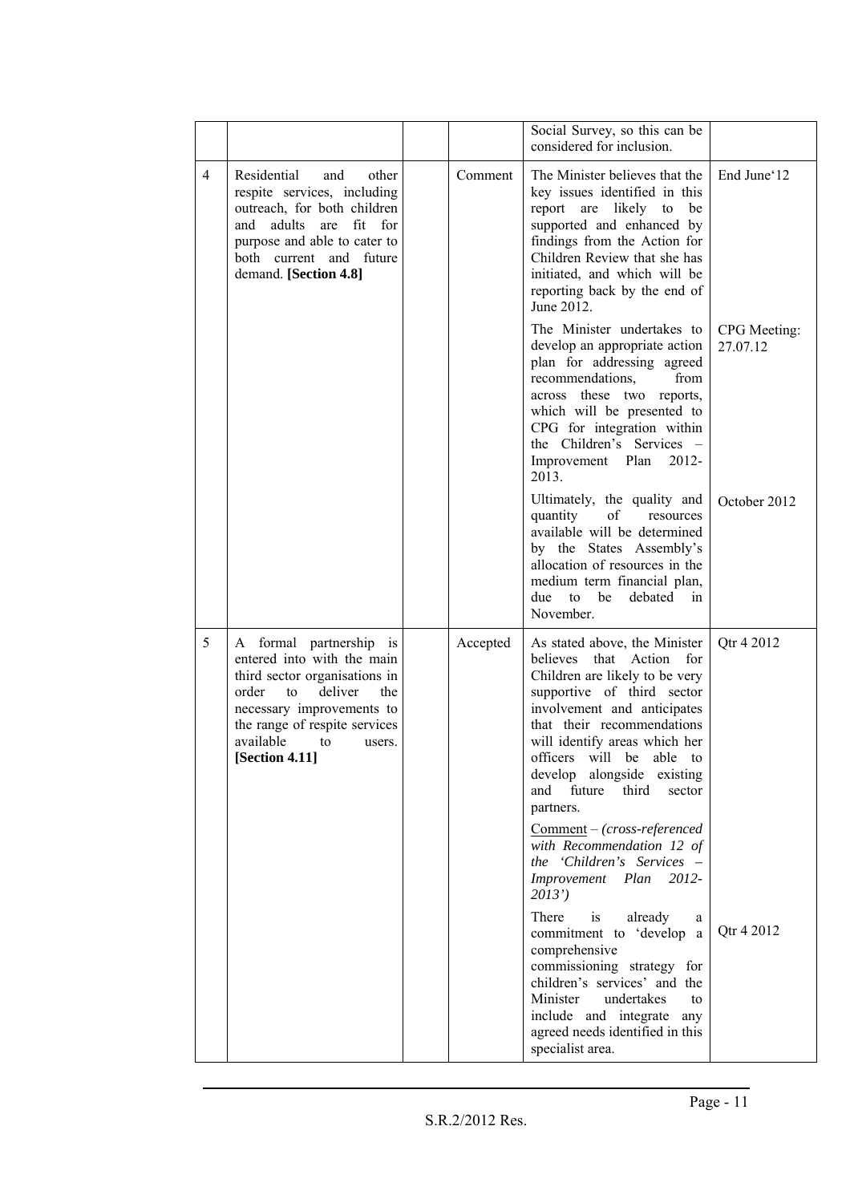| | | | | | |
|---|---|---|---|---|---|
| | | | | Social Survey, so this can be considered for inclusion. | |
| 4 | Residential and other respite services, including outreach, for both children and adults are fit for purpose and able to cater to both current and future demand. **[Section 4.8]** | | Comment | The Minister believes that the key issues identified in this report are likely to be supported and enhanced by findings from the Action for Children Review that she has initiated, and which will be reporting back by the end of June 2012. | End June'12 |
| | | | | The Minister undertakes to develop an appropriate action plan for addressing agreed recommendations, from across these two reports, which will be presented to CPG for integration within the Children's Services – Improvement Plan 2012-2013. | CPG Meeting: 27.07.12 |
| | | | | Ultimately, the quality and quantity of resources available will be determined by the States Assembly's allocation of resources in the medium term financial plan, due to be debated in November. | October 2012 |
| 5 | A formal partnership is entered into with the main third sector organisations in order to deliver the necessary improvements to the range of respite services available to users. **[Section 4.11]** | | Accepted | As stated above, the Minister believes that Action for Children are likely to be very supportive of third sector involvement and anticipates that their recommendations will identify areas which her officers will be able to develop alongside existing and future third sector partners. | Qtr 4 2012 |
| | | | | Comment – *(cross-referenced with Recommendation 12 of the 'Children's Services – Improvement Plan 2012-2013')* | |
| | | | | There is already a commitment to 'develop a comprehensive commissioning strategy for children's services' and the Minister undertakes to include and integrate any agreed needs identified in this specialist area. | Qtr 4 2012 |

S.R.2/2012 Res.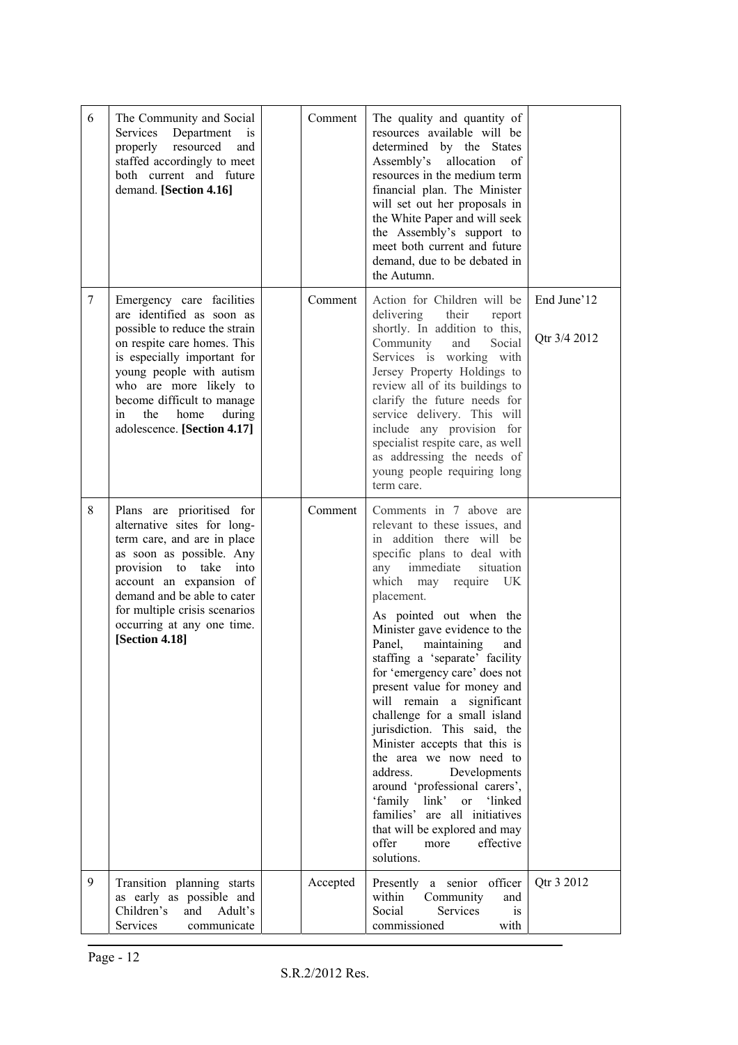| | | | | | |
|---|---|---|---|---|---|
| 6 | The Community and Social Services Department is properly resourced and staffed accordingly to meet both current and future demand. **[Section 4.16]** | | Comment | The quality and quantity of resources available will be determined by the States Assembly's allocation of resources in the medium term financial plan. The Minister will set out her proposals in the White Paper and will seek the Assembly's support to meet both current and future demand, due to be debated in the Autumn. | |
| 7 | Emergency care facilities are identified as soon as possible to reduce the strain on respite care homes. This is especially important for young people with autism who are more likely to become difficult to manage in the home during adolescence. **[Section 4.17]** | | Comment | Action for Children will be delivering their report shortly. In addition to this, Community and Social Services is working with Jersey Property Holdings to review all of its buildings to clarify the future needs for service delivery. This will include any provision for specialist respite care, as well as addressing the needs of young people requiring long term care. | End June'12<br><br>Qtr 3/4 2012 |
| 8 | Plans are prioritised for alternative sites for long-term care, and are in place as soon as possible. Any provision to take into account an expansion of demand and be able to cater for multiple crisis scenarios occurring at any one time. **[Section 4.18]** | | Comment | Comments in 7 above are relevant to these issues, and in addition there will be specific plans to deal with any immediate situation which may require UK placement.<br><br>As pointed out when the Minister gave evidence to the Panel, maintaining and staffing a 'separate' facility for 'emergency care' does not present value for money and will remain a significant challenge for a small island jurisdiction. This said, the Minister accepts that this is the area we now need to address. Developments around 'professional carers', 'family link' or 'linked families' are all initiatives that will be explored and may offer more effective solutions. | |
| 9 | Transition planning starts as early as possible and Children's and Adult's Services communicate | | Accepted | Presently a senior officer within Community and Social Services is commissioned with | Qtr 3 2012 |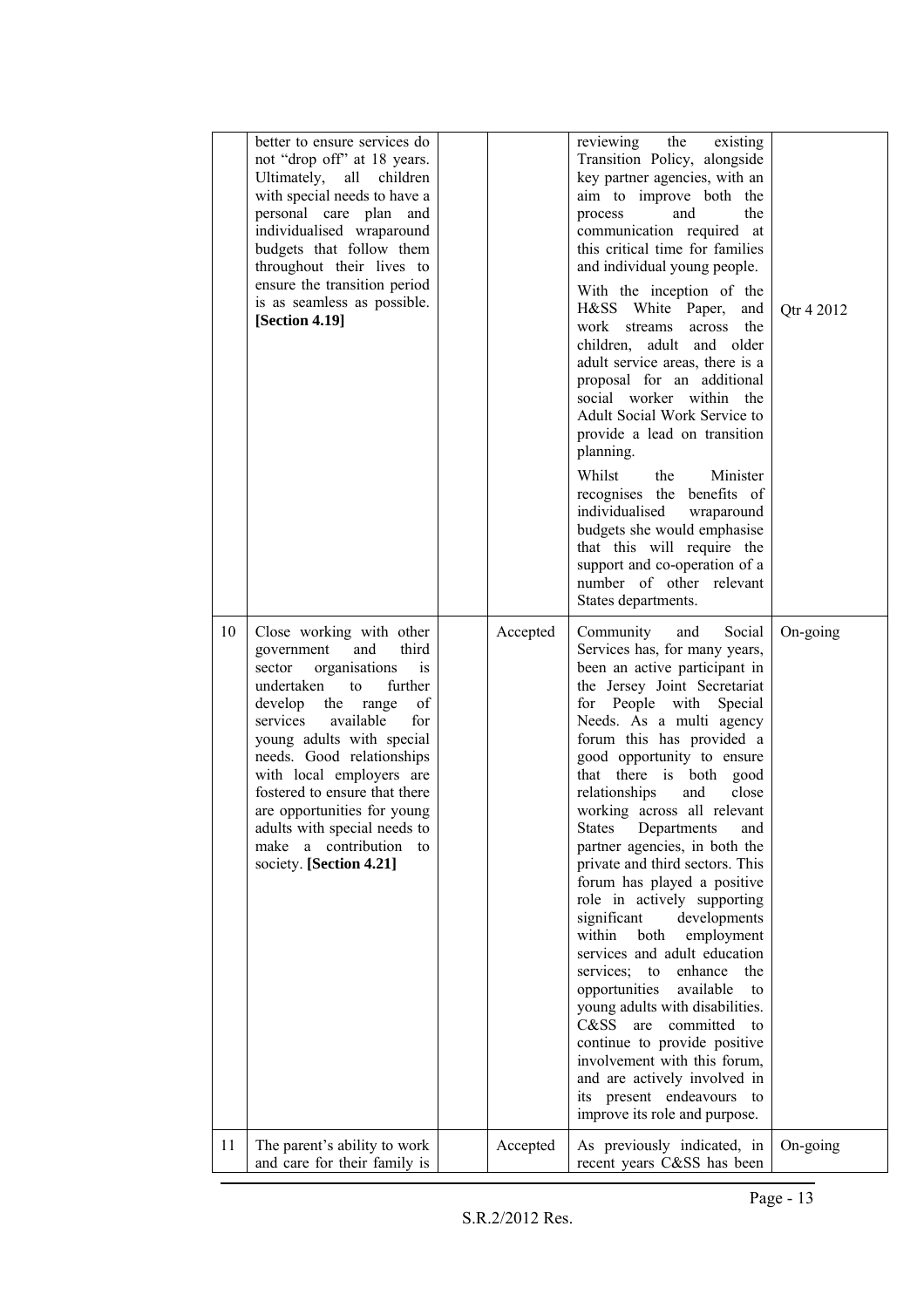|  |  |  |  |  |  |
|---|---|---|---|---|---|
|  | better to ensure services do not "drop off" at 18 years. Ultimately, all children with special needs to have a personal care plan and individualised wraparound budgets that follow them throughout their lives to ensure the transition period is as seamless as possible. **[Section 4.19]** |  |  | reviewing the existing Transition Policy, alongside key partner agencies, with an aim to improve both the process and the communication required at this critical time for families and individual young people.<br><br>With the inception of the H&SS White Paper, and work streams across the children, adult and older adult service areas, there is a proposal for an additional social worker within the Adult Social Work Service to provide a lead on transition planning.<br><br>Whilst the Minister recognises the benefits of individualised wraparound budgets she would emphasise that this will require the support and co-operation of a number of other relevant States departments. | Qtr 4 2012 |
| 10 | Close working with other government and third sector organisations is undertaken to further develop the range of services available for young adults with special needs. Good relationships with local employers are fostered to ensure that there are opportunities for young adults with special needs to make a contribution to society. **[Section 4.21]** |  | Accepted | Community and Social Services has, for many years, been an active participant in the Jersey Joint Secretariat for People with Special Needs. As a multi agency forum this has provided a good opportunity to ensure that there is both good relationships and close working across all relevant States Departments and partner agencies, in both the private and third sectors. This forum has played a positive role in actively supporting significant developments within both employment services and adult education services; to enhance the opportunities available to young adults with disabilities. C&SS are committed to continue to provide positive involvement with this forum, and are actively involved in its present endeavours to improve its role and purpose. | On-going |
| 11 | The parent's ability to work and care for their family is |  | Accepted | As previously indicated, in recent years C&SS has been | On-going |

S.R.2/2012 Res.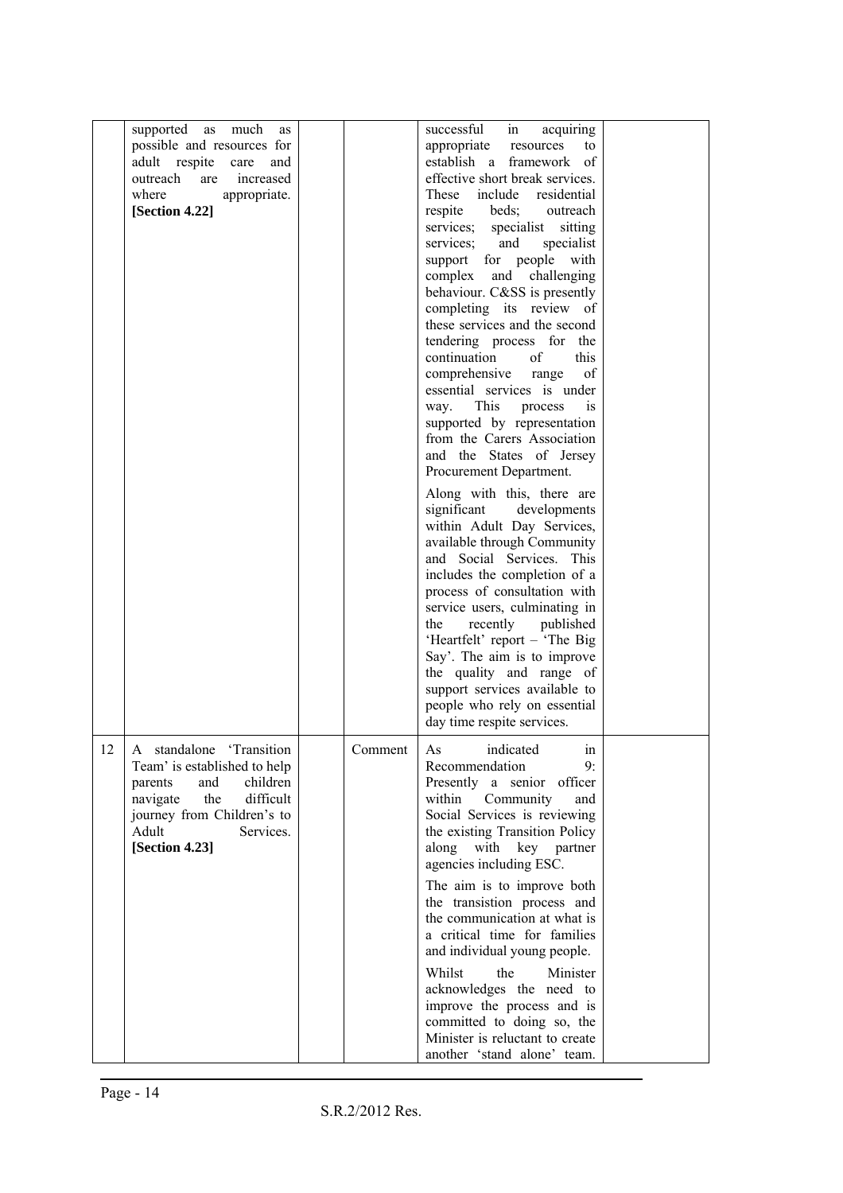|  | supported as much as possible and resources for adult respite care and outreach are increased where appropriate. **[Section 4.22]** |  |  | successful in acquiring appropriate resources to establish a framework of effective short break services. These include residential respite beds; outreach services; specialist sitting services; and specialist support for people with complex and challenging behaviour. C&SS is presently completing its review of these services and the second tendering process for the continuation of this comprehensive range of essential services is under way. This process is supported by representation from the Carers Association and the States of Jersey Procurement Department.<br><br>Along with this, there are significant developments within Adult Day Services, available through Community and Social Services. This includes the completion of a process of consultation with service users, culminating in the recently published 'Heartfelt' report – 'The Big Say'. The aim is to improve the quality and range of support services available to people who rely on essential day time respite services. |  |
|---|---|---|---|---|---|
| 12 | A standalone 'Transition Team' is established to help parents and children navigate the difficult journey from Children's to Adult Services. **[Section 4.23]** |  | Comment | As indicated in Recommendation 9: Presently a senior officer within Community and Social Services is reviewing the existing Transition Policy along with key partner agencies including ESC.<br><br>The aim is to improve both the transistion process and the communication at what is a critical time for families and individual young people.<br><br>Whilst the Minister acknowledges the need to improve the process and is committed to doing so, the Minister is reluctant to create another 'stand alone' team. |  |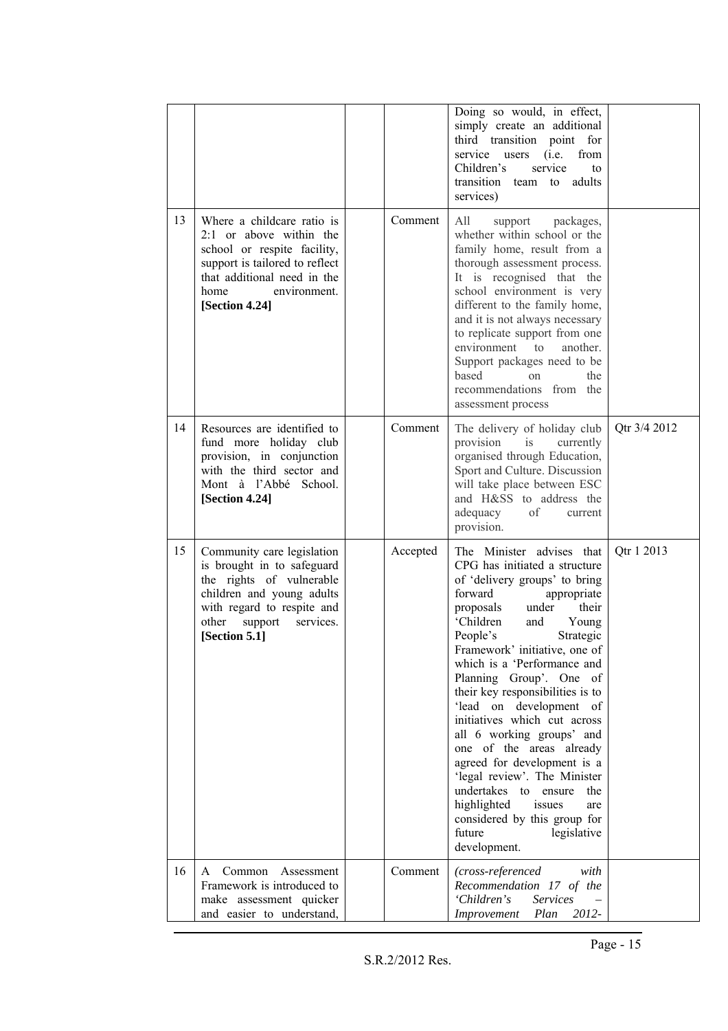|  |  |  |  |  |  |
|---|---|---|---|---|---|
|  |  |  |  | Doing so would, in effect, simply create an additional third transition point for service users (i.e. from Children's service to transition team to adults services) |  |
| 13 | Where a childcare ratio is 2:1 or above within the school or respite facility, support is tailored to reflect that additional need in the home environment. **[Section 4.24]** |  | Comment | All support packages, whether within school or the family home, result from a thorough assessment process. It is recognised that the school environment is very different to the family home, and it is not always necessary to replicate support from one environment to another. Support packages need to be based on the recommendations from the assessment process |  |
| 14 | Resources are identified to fund more holiday club provision, in conjunction with the third sector and Mont à l'Abbé School. **[Section 4.24]** |  | Comment | The delivery of holiday club provision is currently organised through Education, Sport and Culture. Discussion will take place between ESC and H&SS to address the adequacy of current provision. | Qtr 3/4 2012 |
| 15 | Community care legislation is brought in to safeguard the rights of vulnerable children and young adults with regard to respite and other support services. **[Section 5.1]** |  | Accepted | The Minister advises that CPG has initiated a structure of 'delivery groups' to bring forward appropriate proposals under their 'Children and Young People's Strategic Framework' initiative, one of which is a 'Performance and Planning Group'. One of their key responsibilities is to 'lead on development of initiatives which cut across all 6 working groups' and one of the areas already agreed for development is a 'legal review'. The Minister undertakes to ensure the highlighted issues are considered by this group for future legislative development. | Qtr 1 2013 |
| 16 | A Common Assessment Framework is introduced to make assessment quicker and easier to understand, |  | Comment | *(cross-referenced with Recommendation 17 of the 'Children's Services – Improvement Plan 2012-* |  |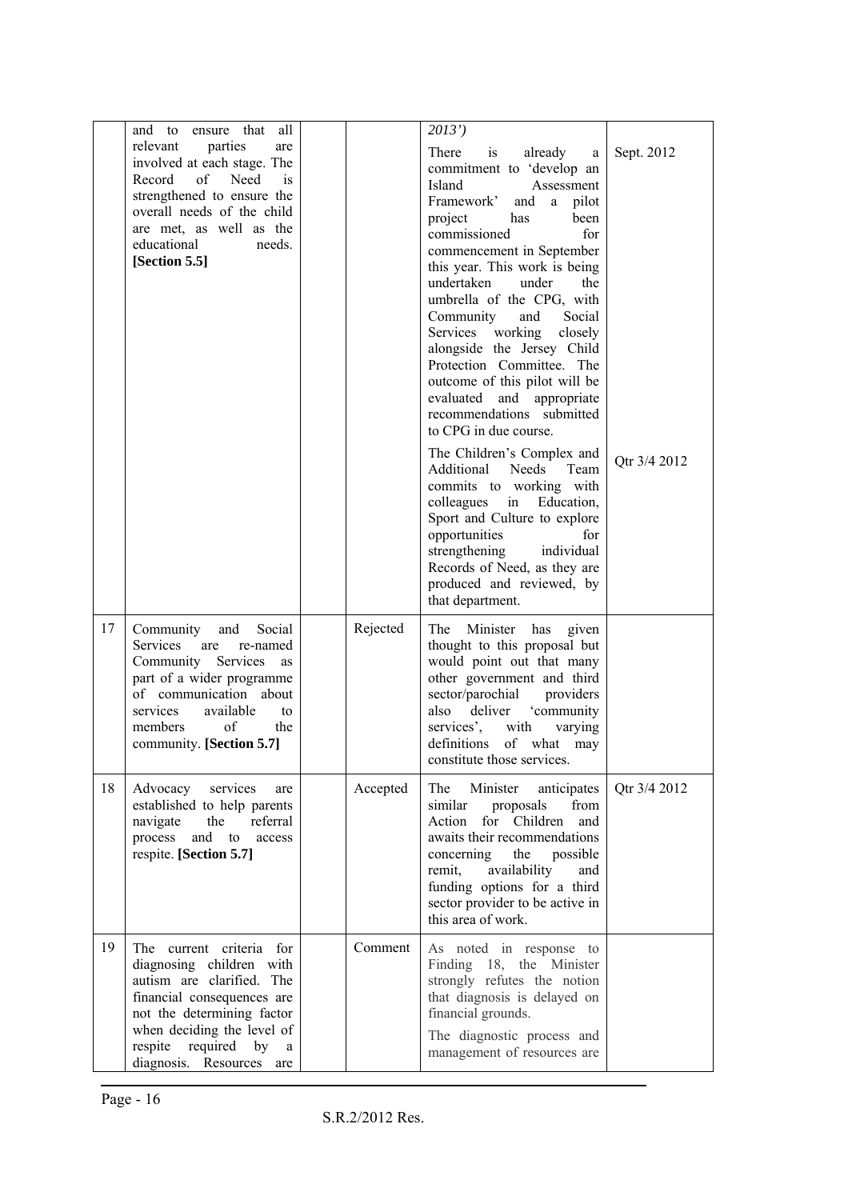| | | | | | |
|---|---|---|---|---|---|
| | and to ensure that all relevant parties are involved at each stage. The Record of Need is strengthened to ensure the overall needs of the child are met, as well as the educational needs. **[Section 5.5]** | | | *2013')*<br><br>There is already a commitment to 'develop an Island Assessment Framework' and a pilot project has been commissioned for commencement in September this year. This work is being undertaken under the umbrella of the CPG, with Community and Social Services working closely alongside the Jersey Child Protection Committee. The outcome of this pilot will be evaluated and appropriate recommendations submitted to CPG in due course.<br><br>The Children's Complex and Additional Needs Team commits to working with colleagues in Education, Sport and Culture to explore opportunities for strengthening individual Records of Need, as they are produced and reviewed, by that department. | Sept. 2012<br><br>Qtr 3/4 2012 |
| 17 | Community and Social Services are re-named Community Services as part of a wider programme of communication about services available to members of the community. **[Section 5.7]** | | Rejected | The Minister has given thought to this proposal but would point out that many other government and third sector/parochial providers also deliver 'community services', with varying definitions of what may constitute those services. | |
| 18 | Advocacy services are established to help parents navigate the referral process and to access respite. **[Section 5.7]** | | Accepted | The Minister anticipates similar proposals from Action for Children and awaits their recommendations concerning the possible remit, availability and funding options for a third sector provider to be active in this area of work. | Qtr 3/4 2012 |
| 19 | The current criteria for diagnosing children with autism are clarified. The financial consequences are not the determining factor when deciding the level of respite required by a diagnosis. Resources are | | Comment | As noted in response to Finding 18, the Minister strongly refutes the notion that diagnosis is delayed on financial grounds.<br><br>The diagnostic process and management of resources are | |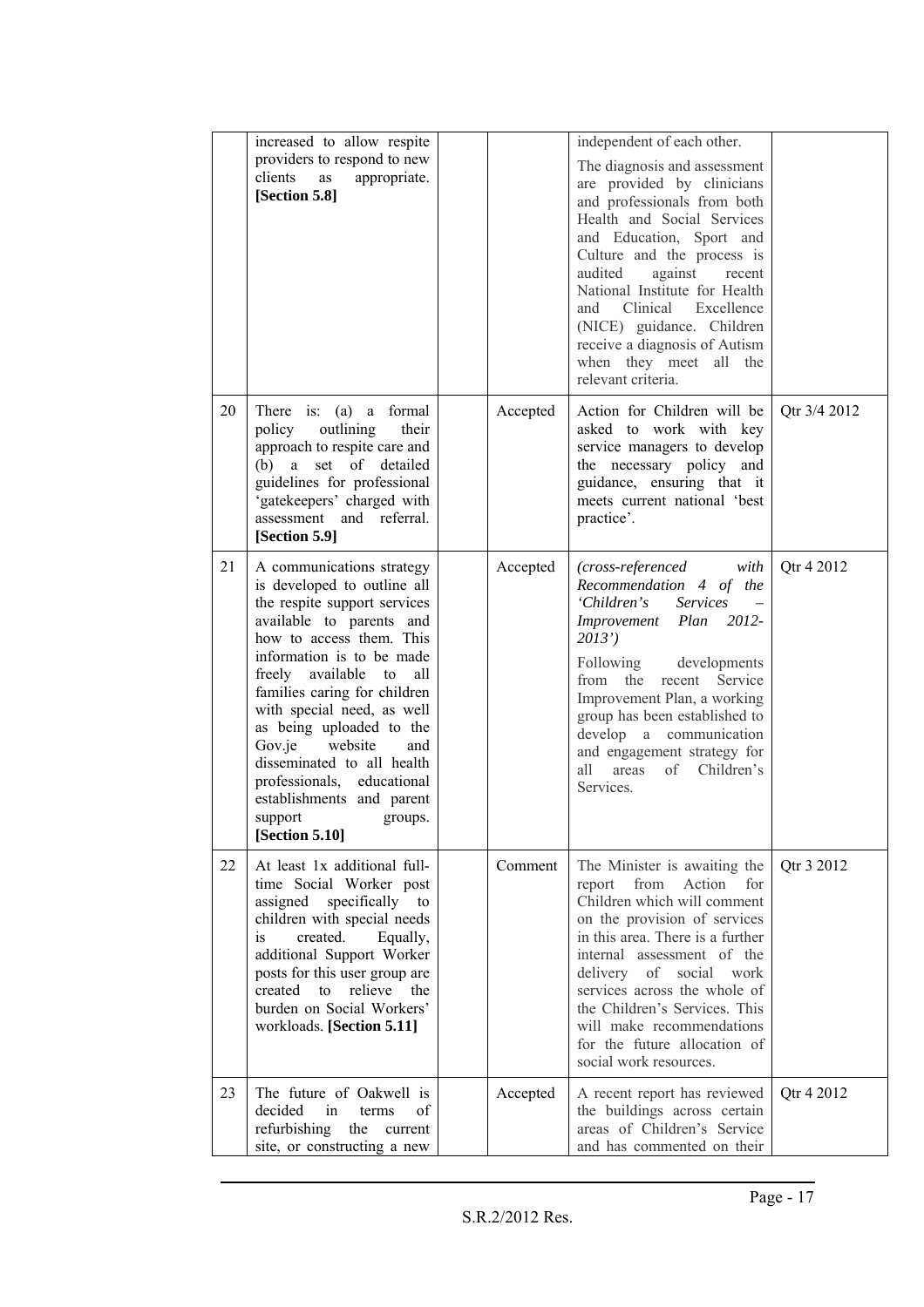| | | | | | |
|---|---|---|---|---|---|
| | increased to allow respite providers to respond to new clients as appropriate. **[Section 5.8]** | | | independent of each other.<br><br>The diagnosis and assessment are provided by clinicians and professionals from both Health and Social Services and Education, Sport and Culture and the process is audited against recent National Institute for Health and Clinical Excellence (NICE) guidance. Children receive a diagnosis of Autism when they meet all the relevant criteria. | |
| 20 | There is: (a) a formal policy outlining their approach to respite care and (b) a set of detailed guidelines for professional 'gatekeepers' charged with assessment and referral. **[Section 5.9]** | | Accepted | Action for Children will be asked to work with key service managers to develop the necessary policy and guidance, ensuring that it meets current national 'best practice'. | Qtr 3/4 2012 |
| 21 | A communications strategy is developed to outline all the respite support services available to parents and how to access them. This information is to be made freely available to all families caring for children with special need, as well as being uploaded to the Gov.je website and disseminated to all health professionals, educational establishments and parent support groups. **[Section 5.10]** | | Accepted | *(cross-referenced with Recommendation 4 of the 'Children's Services – Improvement Plan 2012-2013')*<br><br>Following developments from the recent Service Improvement Plan, a working group has been established to develop a communication and engagement strategy for all areas of Children's Services. | Qtr 4 2012 |
| 22 | At least 1x additional full-time Social Worker post assigned specifically to children with special needs is created. Equally, additional Support Worker posts for this user group are created to relieve the burden on Social Workers' workloads. **[Section 5.11]** | | Comment | The Minister is awaiting the report from Action for Children which will comment on the provision of services in this area. There is a further internal assessment of the delivery of social work services across the whole of the Children's Services. This will make recommendations for the future allocation of social work resources. | Qtr 3 2012 |
| 23 | The future of Oakwell is decided in terms of refurbishing the current site, or constructing a new | | Accepted | A recent report has reviewed the buildings across certain areas of Children's Service and has commented on their | Qtr 4 2012 |

S.R.2/2012 Res.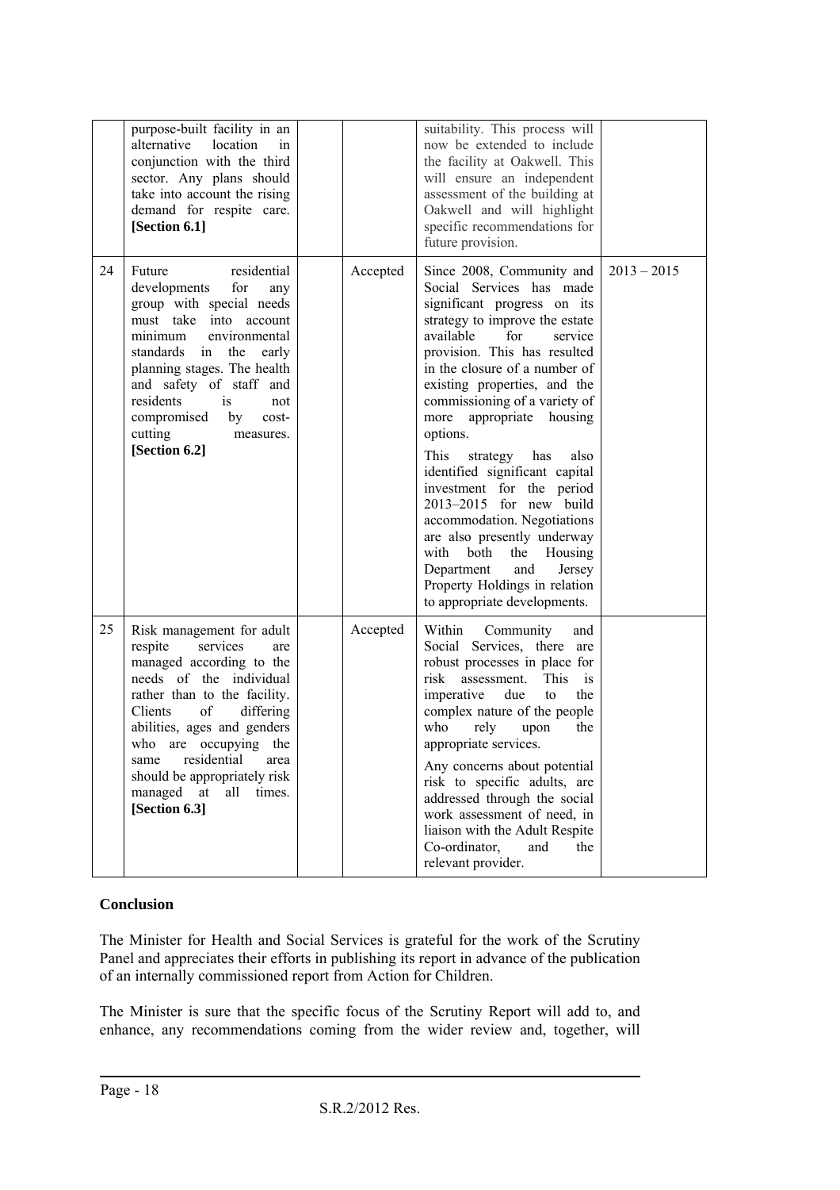|  | Recommendation |  |  | Response | Timescale |
|---|---|---|---|---|---|
|  | purpose-built facility in an alternative location in conjunction with the third sector. Any plans should take into account the rising demand for respite care. **[Section 6.1]** |  |  | suitability. This process will now be extended to include the facility at Oakwell. This will ensure an independent assessment of the building at Oakwell and will highlight specific recommendations for future provision. |  |
| 24 | Future residential developments for any group with special needs must take into account minimum environmental standards in the early planning stages. The health and safety of staff and residents is not compromised by cost-cutting measures. **[Section 6.2]** |  | Accepted | Since 2008, Community and Social Services has made significant progress on its strategy to improve the estate available for service provision. This has resulted in the closure of a number of existing properties, and the commissioning of a variety of more appropriate housing options.<br><br>This strategy has also identified significant capital investment for the period 2013–2015 for new build accommodation. Negotiations are also presently underway with both the Housing Department and Jersey Property Holdings in relation to appropriate developments. | 2013 – 2015 |
| 25 | Risk management for adult respite services are managed according to the needs of the individual rather than to the facility. Clients of differing abilities, ages and genders who are occupying the same residential area should be appropriately risk managed at all times. **[Section 6.3]** |  | Accepted | Within Community and Social Services, there are robust processes in place for risk assessment. This is imperative due to the complex nature of the people who rely upon the appropriate services.<br><br>Any concerns about potential risk to specific adults, are addressed through the social work assessment of need, in liaison with the Adult Respite Co-ordinator, and the relevant provider. |  |

**Conclusion**

The Minister for Health and Social Services is grateful for the work of the Scrutiny Panel and appreciates their efforts in publishing its report in advance of the publication of an internally commissioned report from Action for Children.

The Minister is sure that the specific focus of the Scrutiny Report will add to, and enhance, any recommendations coming from the wider review and, together, will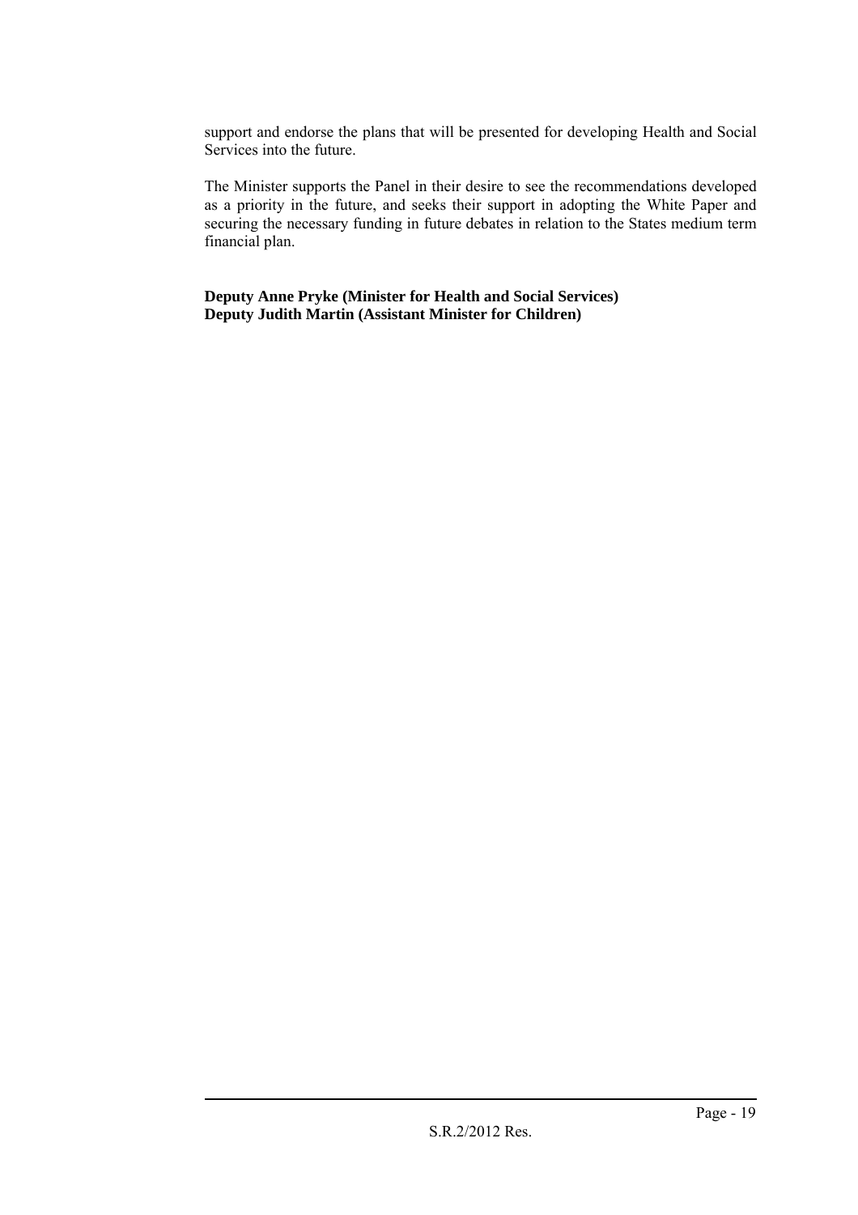support and endorse the plans that will be presented for developing Health and Social Services into the future.

The Minister supports the Panel in their desire to see the recommendations developed as a priority in the future, and seeks their support in adopting the White Paper and securing the necessary funding in future debates in relation to the States medium term financial plan.

**Deputy Anne Pryke (Minister for Health and Social Services)**
**Deputy Judith Martin (Assistant Minister for Children)**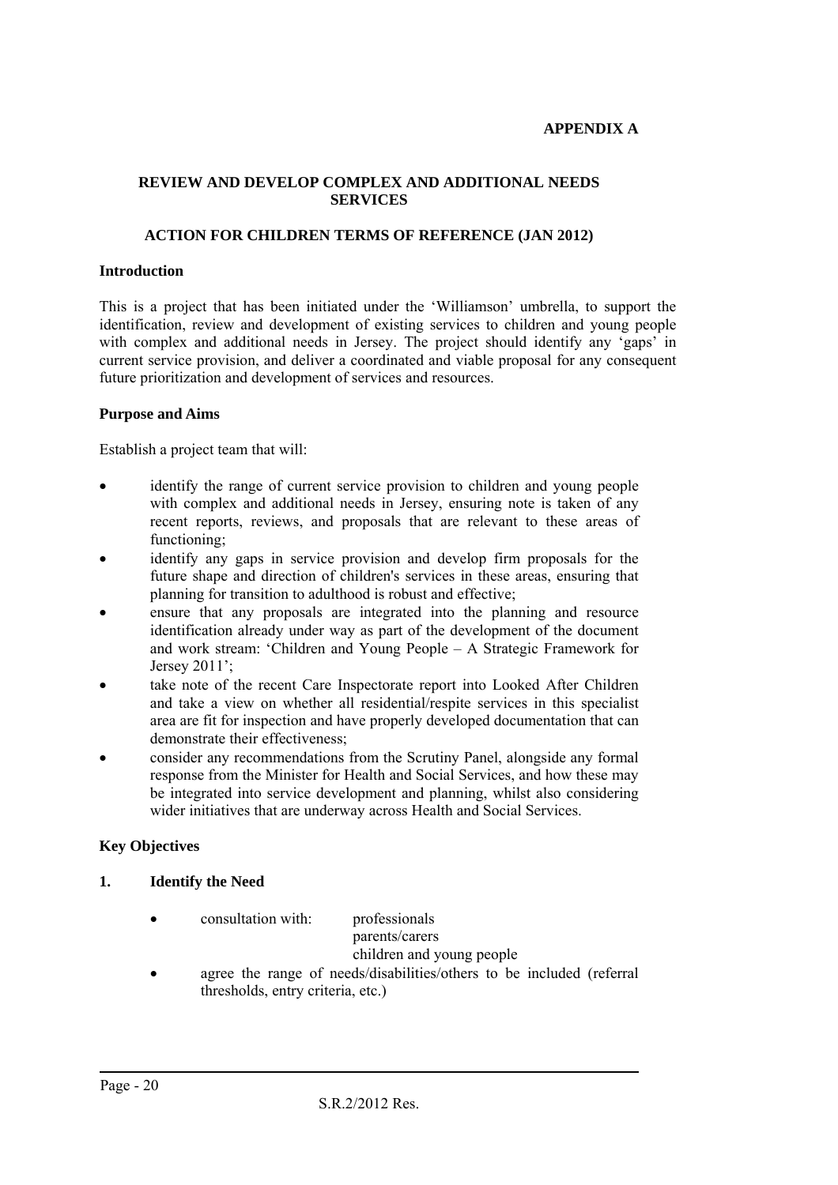**APPENDIX A**

# REVIEW AND DEVELOP COMPLEX AND ADDITIONAL NEEDS SERVICES

## ACTION FOR CHILDREN TERMS OF REFERENCE (JAN 2012)

### Introduction

This is a project that has been initiated under the 'Williamson' umbrella, to support the identification, review and development of existing services to children and young people with complex and additional needs in Jersey. The project should identify any 'gaps' in current service provision, and deliver a coordinated and viable proposal for any consequent future prioritization and development of services and resources.

### Purpose and Aims

Establish a project team that will:

- identify the range of current service provision to children and young people with complex and additional needs in Jersey, ensuring note is taken of any recent reports, reviews, and proposals that are relevant to these areas of functioning;
- identify any gaps in service provision and develop firm proposals for the future shape and direction of children's services in these areas, ensuring that planning for transition to adulthood is robust and effective;
- ensure that any proposals are integrated into the planning and resource identification already under way as part of the development of the document and work stream: 'Children and Young People – A Strategic Framework for Jersey 2011';
- take note of the recent Care Inspectorate report into Looked After Children and take a view on whether all residential/respite services in this specialist area are fit for inspection and have properly developed documentation that can demonstrate their effectiveness;
- consider any recommendations from the Scrutiny Panel, alongside any formal response from the Minister for Health and Social Services, and how these may be integrated into service development and planning, whilst also considering wider initiatives that are underway across Health and Social Services.

### Key Objectives

**1. Identify the Need**

- consultation with: professionals
  parents/carers
  children and young people
- agree the range of needs/disabilities/others to be included (referral thresholds, entry criteria, etc.)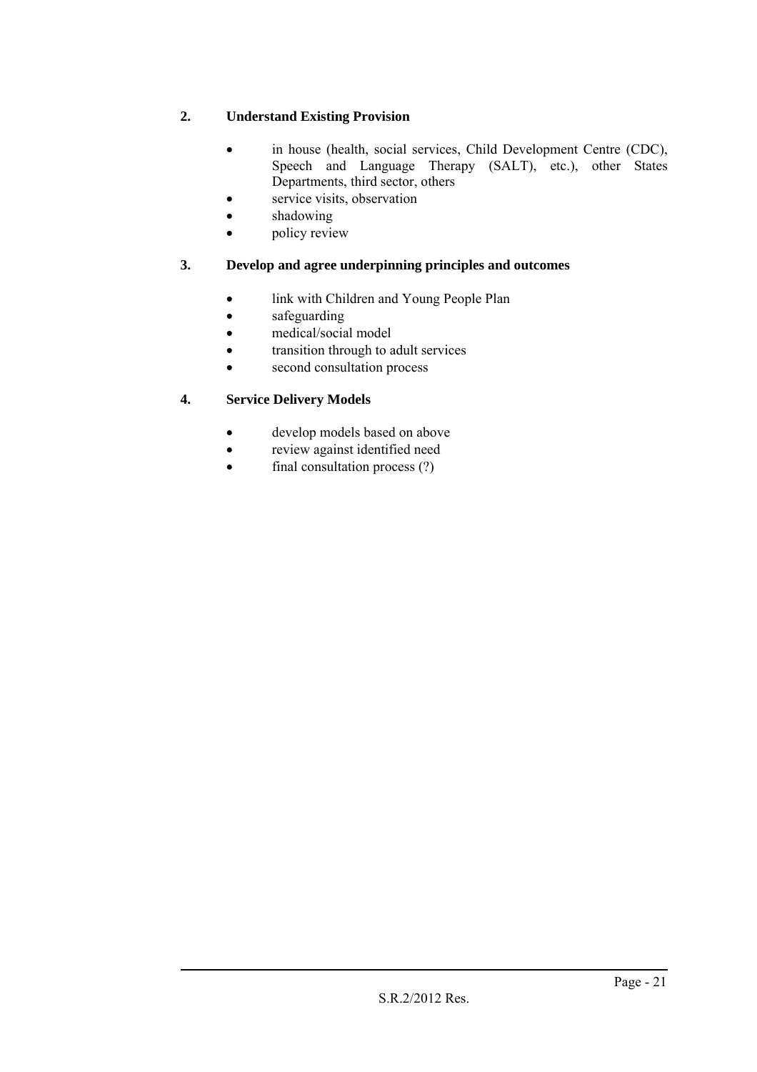**2. Understand Existing Provision**

- in house (health, social services, Child Development Centre (CDC), Speech and Language Therapy (SALT), etc.), other States Departments, third sector, others
- service visits, observation
- shadowing
- policy review

**3. Develop and agree underpinning principles and outcomes**

- link with Children and Young People Plan
- safeguarding
- medical/social model
- transition through to adult services
- second consultation process

**4. Service Delivery Models**

- develop models based on above
- review against identified need
- final consultation process (?)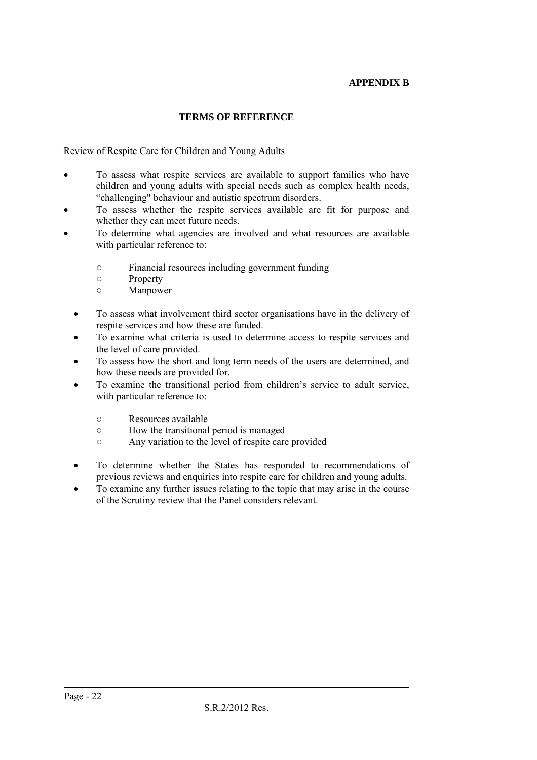**APPENDIX B**

## TERMS OF REFERENCE

Review of Respite Care for Children and Young Adults

- To assess what respite services are available to support families who have children and young adults with special needs such as complex health needs, "challenging" behaviour and autistic spectrum disorders.
- To assess whether the respite services available are fit for purpose and whether they can meet future needs.
- To determine what agencies are involved and what resources are available with particular reference to:
  - Financial resources including government funding
  - Property
  - Manpower
- To assess what involvement third sector organisations have in the delivery of respite services and how these are funded.
- To examine what criteria is used to determine access to respite services and the level of care provided.
- To assess how the short and long term needs of the users are determined, and how these needs are provided for.
- To examine the transitional period from children's service to adult service, with particular reference to:
  - Resources available
  - How the transitional period is managed
  - Any variation to the level of respite care provided
- To determine whether the States has responded to recommendations of previous reviews and enquiries into respite care for children and young adults.
- To examine any further issues relating to the topic that may arise in the course of the Scrutiny review that the Panel considers relevant.